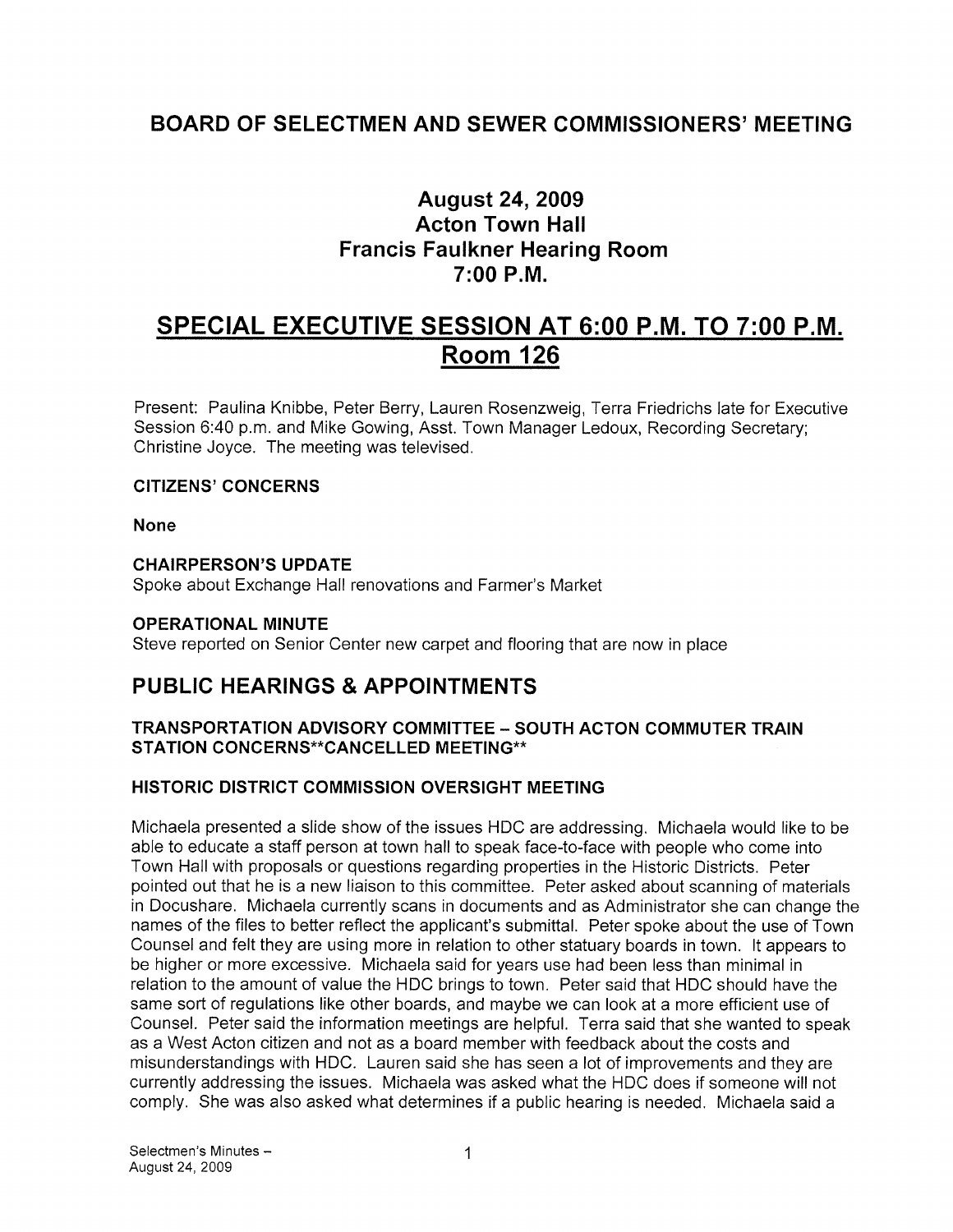## BOARD OF SELECTMEN AND SEWER COMMISSIONERS' MEETING

### August 24, 2009
### Acton Town Hall
### Francis Faulkner Hearing Room
### 7:00 P.M.

# SPECIAL EXECUTIVE SESSION AT 6:00 P.M. TO 7:00 P.M. Room 126

Present: Paulina Knibbe, Peter Berry, Lauren Rosenzweig, Terra Friedrichs late for Executive Session 6:40 p.m. and Mike Gowing, Asst. Town Manager Ledoux, Recording Secretary; Christine Joyce. The meeting was televised.

**CITIZENS' CONCERNS**

**None**

**CHAIRPERSON'S UPDATE**

Spoke about Exchange Hall renovations and Farmer's Market

**OPERATIONAL MINUTE**

Steve reported on Senior Center new carpet and flooring that are now in place

## PUBLIC HEARINGS & APPOINTMENTS

**TRANSPORTATION ADVISORY COMMITTEE – SOUTH ACTON COMMUTER TRAIN STATION CONCERNS**CANCELLED MEETING****

**HISTORIC DISTRICT COMMISSION OVERSIGHT MEETING**

Michaela presented a slide show of the issues HDC are addressing. Michaela would like to be able to educate a staff person at town hall to speak face-to-face with people who come into Town Hall with proposals or questions regarding properties in the Historic Districts. Peter pointed out that he is a new liaison to this committee. Peter asked about scanning of materials in Docushare. Michaela currently scans in documents and as Administrator she can change the names of the files to better reflect the applicant's submittal. Peter spoke about the use of Town Counsel and felt they are using more in relation to other statuary boards in town. It appears to be higher or more excessive. Michaela said for years use had been less than minimal in relation to the amount of value the HDC brings to town. Peter said that HDC should have the same sort of regulations like other boards, and maybe we can look at a more efficient use of Counsel. Peter said the information meetings are helpful. Terra said that she wanted to speak as a West Acton citizen and not as a board member with feedback about the costs and misunderstandings with HDC. Lauren said she has seen a lot of improvements and they are currently addressing the issues. Michaela was asked what the HDC does if someone will not comply. She was also asked what determines if a public hearing is needed. Michaela said a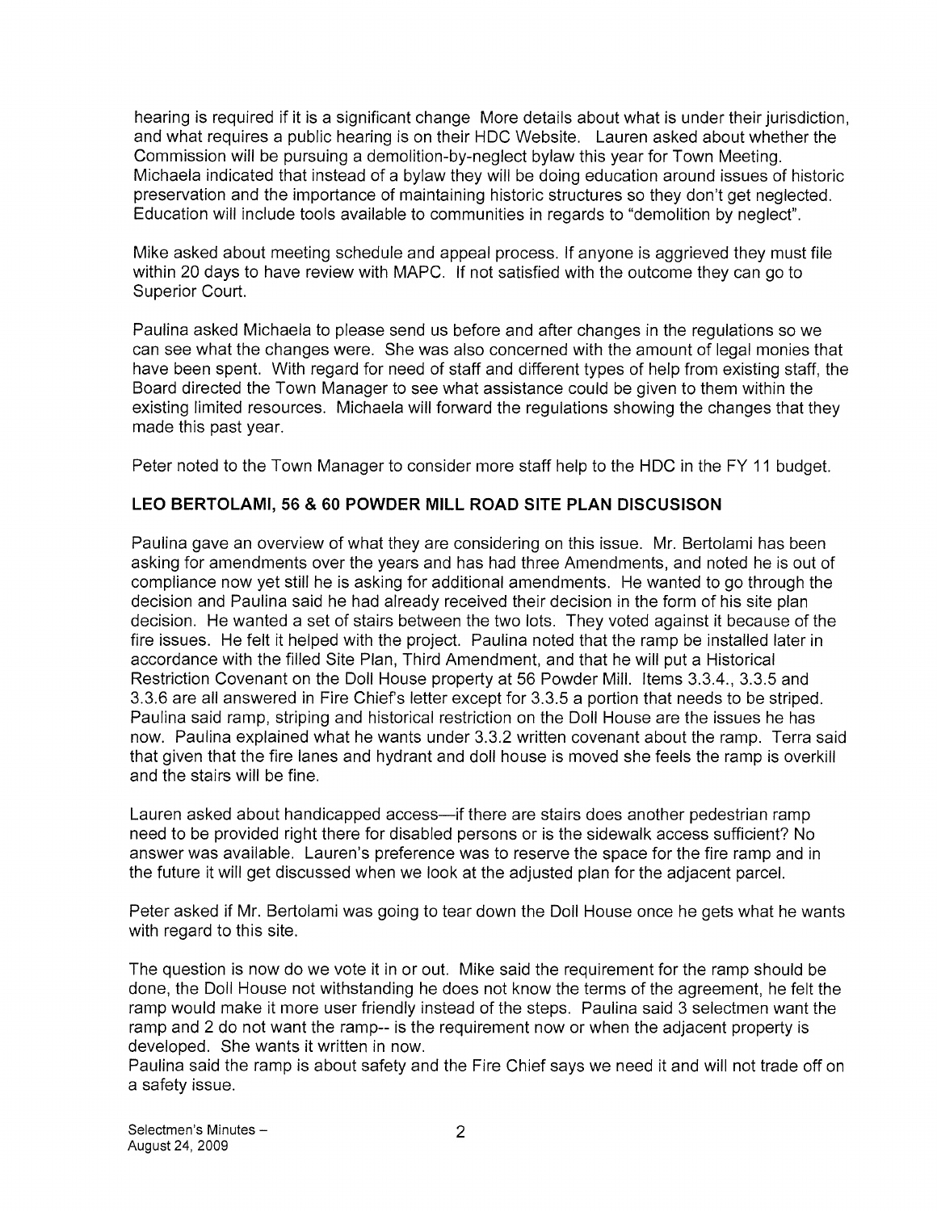hearing is required if it is a significant change More details about what is under their jurisdiction, and what requires a public hearing is on their HDC Website. Lauren asked about whether the Commission will be pursuing a demolition-by-neglect bylaw this year for Town Meeting. Michaela indicated that instead of a bylaw they will be doing education around issues of historic preservation and the importance of maintaining historic structures so they don't get neglected. Education will include tools available to communities in regards to "demolition by neglect".

Mike asked about meeting schedule and appeal process. If anyone is aggrieved they must file within 20 days to have review with MAPC. If not satisfied with the outcome they can go to Superior Court.

Paulina asked Michaela to please send us before and after changes in the regulations so we can see what the changes were. She was also concerned with the amount of legal monies that have been spent. With regard for need of staff and different types of help from existing staff, the Board directed the Town Manager to see what assistance could be given to them within the existing limited resources. Michaela will forward the regulations showing the changes that they made this past year.

Peter noted to the Town Manager to consider more staff help to the HDC in the FY 11 budget.

**LEO BERTOLAMI, 56 & 60 POWDER MILL ROAD SITE PLAN DISCUSISON**

Paulina gave an overview of what they are considering on this issue. Mr. Bertolami has been asking for amendments over the years and has had three Amendments, and noted he is out of compliance now yet still he is asking for additional amendments. He wanted to go through the decision and Paulina said he had already received their decision in the form of his site plan decision. He wanted a set of stairs between the two lots. They voted against it because of the fire issues. He felt it helped with the project. Paulina noted that the ramp be installed later in accordance with the filled Site Plan, Third Amendment, and that he will put a Historical Restriction Covenant on the Doll House property at 56 Powder Mill. Items 3.3.4., 3.3.5 and 3.3.6 are all answered in Fire Chief's letter except for 3.3.5 a portion that needs to be striped. Paulina said ramp, striping and historical restriction on the Doll House are the issues he has now. Paulina explained what he wants under 3.3.2 written covenant about the ramp. Terra said that given that the fire lanes and hydrant and doll house is moved she feels the ramp is overkill and the stairs will be fine.

Lauren asked about handicapped access—if there are stairs does another pedestrian ramp need to be provided right there for disabled persons or is the sidewalk access sufficient? No answer was available. Lauren's preference was to reserve the space for the fire ramp and in the future it will get discussed when we look at the adjusted plan for the adjacent parcel.

Peter asked if Mr. Bertolami was going to tear down the Doll House once he gets what he wants with regard to this site.

The question is now do we vote it in or out. Mike said the requirement for the ramp should be done, the Doll House not withstanding he does not know the terms of the agreement, he felt the ramp would make it more user friendly instead of the steps. Paulina said 3 selectmen want the ramp and 2 do not want the ramp-- is the requirement now or when the adjacent property is developed. She wants it written in now.
Paulina said the ramp is about safety and the Fire Chief says we need it and will not trade off on a safety issue.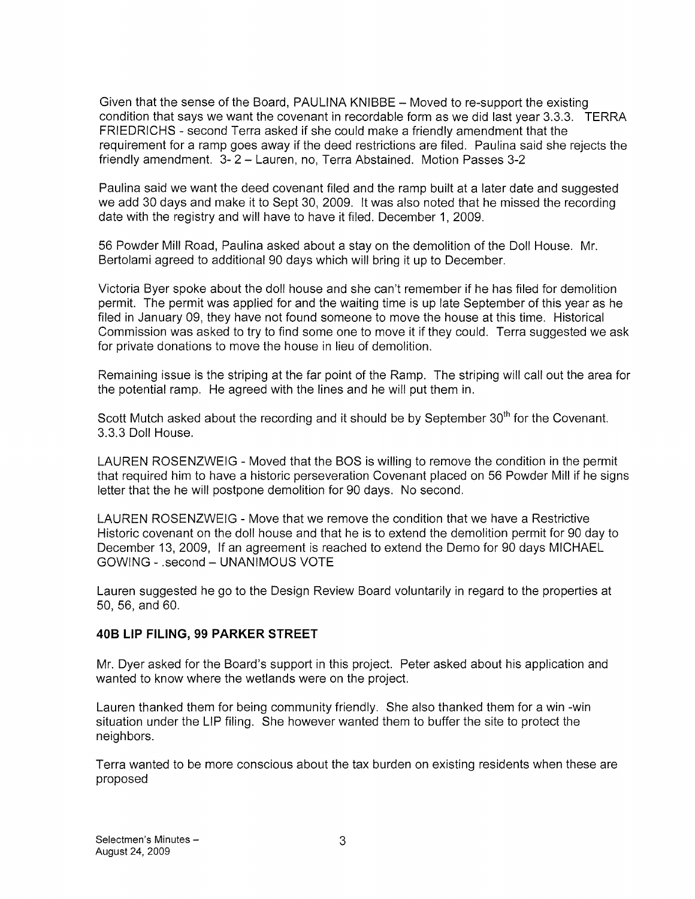Given that the sense of the Board, PAULINA KNIBBE – Moved to re-support the existing condition that says we want the covenant in recordable form as we did last year 3.3.3. TERRA FRIEDRICHS - second Terra asked if she could make a friendly amendment that the requirement for a ramp goes away if the deed restrictions are filed. Paulina said she rejects the friendly amendment. 3- 2 – Lauren, no, Terra Abstained. Motion Passes 3-2

Paulina said we want the deed covenant filed and the ramp built at a later date and suggested we add 30 days and make it to Sept 30, 2009. It was also noted that he missed the recording date with the registry and will have to have it filed. December 1, 2009.

56 Powder Mill Road, Paulina asked about a stay on the demolition of the Doll House. Mr. Bertolami agreed to additional 90 days which will bring it up to December.

Victoria Byer spoke about the doll house and she can't remember if he has filed for demolition permit. The permit was applied for and the waiting time is up late September of this year as he filed in January 09, they have not found someone to move the house at this time. Historical Commission was asked to try to find some one to move it if they could. Terra suggested we ask for private donations to move the house in lieu of demolition.

Remaining issue is the striping at the far point of the Ramp. The striping will call out the area for the potential ramp. He agreed with the lines and he will put them in.

Scott Mutch asked about the recording and it should be by September 30th for the Covenant. 3.3.3 Doll House.

LAUREN ROSENZWEIG - Moved that the BOS is willing to remove the condition in the permit that required him to have a historic perseveration Covenant placed on 56 Powder Mill if he signs letter that the he will postpone demolition for 90 days. No second.

LAUREN ROSENZWEIG - Move that we remove the condition that we have a Restrictive Historic covenant on the doll house and that he is to extend the demolition permit for 90 day to December 13, 2009, If an agreement is reached to extend the Demo for 90 days MICHAEL GOWING - .second – UNANIMOUS VOTE

Lauren suggested he go to the Design Review Board voluntarily in regard to the properties at 50, 56, and 60.

**40B LIP FILING, 99 PARKER STREET**

Mr. Dyer asked for the Board's support in this project. Peter asked about his application and wanted to know where the wetlands were on the project.

Lauren thanked them for being community friendly. She also thanked them for a win -win situation under the LIP filing. She however wanted them to buffer the site to protect the neighbors.

Terra wanted to be more conscious about the tax burden on existing residents when these are proposed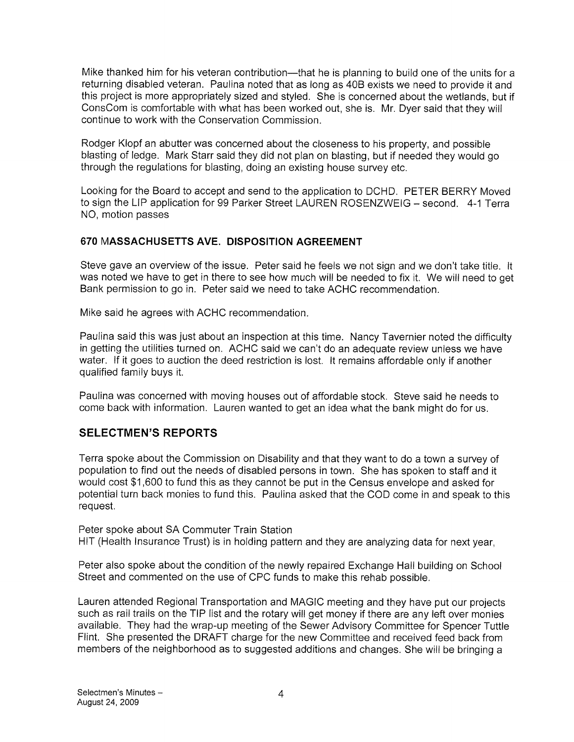Mike thanked him for his veteran contribution—that he is planning to build one of the units for a returning disabled veteran. Paulina noted that as long as 40B exists we need to provide it and this project is more appropriately sized and styled. She is concerned about the wetlands, but if ConsCom is comfortable with what has been worked out, she is. Mr. Dyer said that they will continue to work with the Conservation Commission.

Rodger Klopf an abutter was concerned about the closeness to his property, and possible blasting of ledge. Mark Starr said they did not plan on blasting, but if needed they would go through the regulations for blasting, doing an existing house survey etc.

Looking for the Board to accept and send to the application to DCHD. PETER BERRY Moved to sign the LIP application for 99 Parker Street LAUREN ROSENZWEIG – second. 4-1 Terra NO, motion passes

### 670 MASSACHUSETTS AVE. DISPOSITION AGREEMENT

Steve gave an overview of the issue. Peter said he feels we not sign and we don't take title. It was noted we have to get in there to see how much will be needed to fix it. We will need to get Bank permission to go in. Peter said we need to take ACHC recommendation.

Mike said he agrees with ACHC recommendation.

Paulina said this was just about an inspection at this time. Nancy Tavernier noted the difficulty in getting the utilities turned on. ACHC said we can't do an adequate review unless we have water. If it goes to auction the deed restriction is lost. It remains affordable only if another qualified family buys it.

Paulina was concerned with moving houses out of affordable stock. Steve said he needs to come back with information. Lauren wanted to get an idea what the bank might do for us.

## SELECTMEN'S REPORTS

Terra spoke about the Commission on Disability and that they want to do a town a survey of population to find out the needs of disabled persons in town. She has spoken to staff and it would cost $1,600 to fund this as they cannot be put in the Census envelope and asked for potential turn back monies to fund this. Paulina asked that the COD come in and speak to this request.

Peter spoke about SA Commuter Train Station
HIT (Health Insurance Trust) is in holding pattern and they are analyzing data for next year,

Peter also spoke about the condition of the newly repaired Exchange Hall building on School Street and commented on the use of CPC funds to make this rehab possible.

Lauren attended Regional Transportation and MAGIC meeting and they have put our projects such as rail trails on the TIP list and the rotary will get money if there are any left over monies available. They had the wrap-up meeting of the Sewer Advisory Committee for Spencer Tuttle Flint. She presented the DRAFT charge for the new Committee and received feed back from members of the neighborhood as to suggested additions and changes. She will be bringing a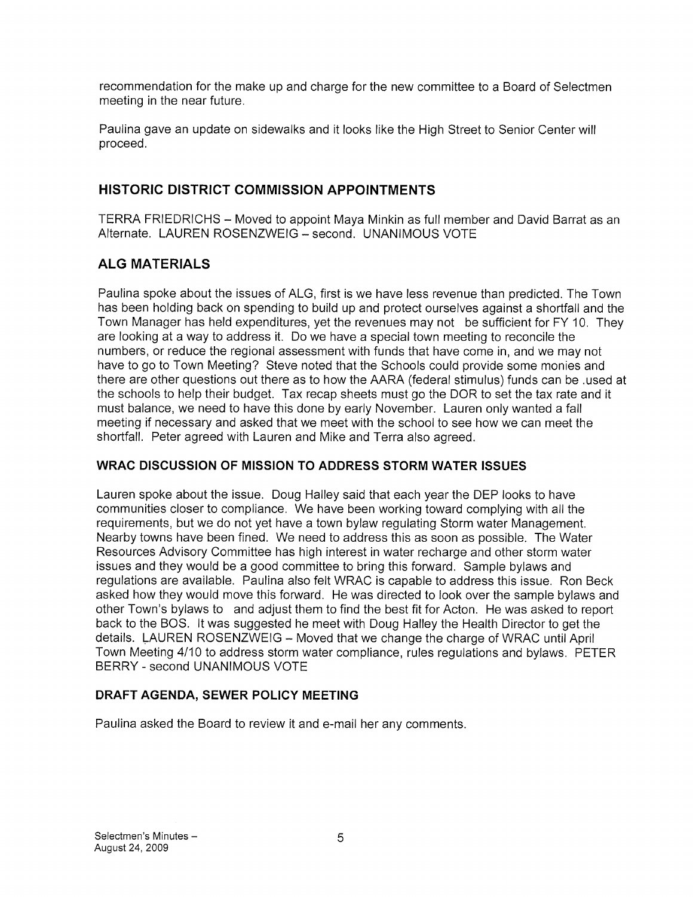recommendation for the make up and charge for the new committee to a Board of Selectmen meeting in the near future.

Paulina gave an update on sidewalks and it looks like the High Street to Senior Center will proceed.

## HISTORIC DISTRICT COMMISSION APPOINTMENTS

TERRA FRIEDRICHS – Moved to appoint Maya Minkin as full member and David Barrat as an Alternate. LAUREN ROSENZWEIG – second. UNANIMOUS VOTE

## ALG MATERIALS

Paulina spoke about the issues of ALG, first is we have less revenue than predicted. The Town has been holding back on spending to build up and protect ourselves against a shortfall and the Town Manager has held expenditures, yet the revenues may not be sufficient for FY 10. They are looking at a way to address it. Do we have a special town meeting to reconcile the numbers, or reduce the regional assessment with funds that have come in, and we may not have to go to Town Meeting? Steve noted that the Schools could provide some monies and there are other questions out there as to how the AARA (federal stimulus) funds can be .used at the schools to help their budget. Tax recap sheets must go the DOR to set the tax rate and it must balance, we need to have this done by early November. Lauren only wanted a fall meeting if necessary and asked that we meet with the school to see how we can meet the shortfall. Peter agreed with Lauren and Mike and Terra also agreed.

### WRAC DISCUSSION OF MISSION TO ADDRESS STORM WATER ISSUES

Lauren spoke about the issue. Doug Halley said that each year the DEP looks to have communities closer to compliance. We have been working toward complying with all the requirements, but we do not yet have a town bylaw regulating Storm water Management. Nearby towns have been fined. We need to address this as soon as possible. The Water Resources Advisory Committee has high interest in water recharge and other storm water issues and they would be a good committee to bring this forward. Sample bylaws and regulations are available. Paulina also felt WRAC is capable to address this issue. Ron Beck asked how they would move this forward. He was directed to look over the sample bylaws and other Town's bylaws to and adjust them to find the best fit for Acton. He was asked to report back to the BOS. It was suggested he meet with Doug Halley the Health Director to get the details. LAUREN ROSENZWEIG – Moved that we change the charge of WRAC until April Town Meeting 4/10 to address storm water compliance, rules regulations and bylaws. PETER BERRY - second UNANIMOUS VOTE

### DRAFT AGENDA, SEWER POLICY MEETING

Paulina asked the Board to review it and e-mail her any comments.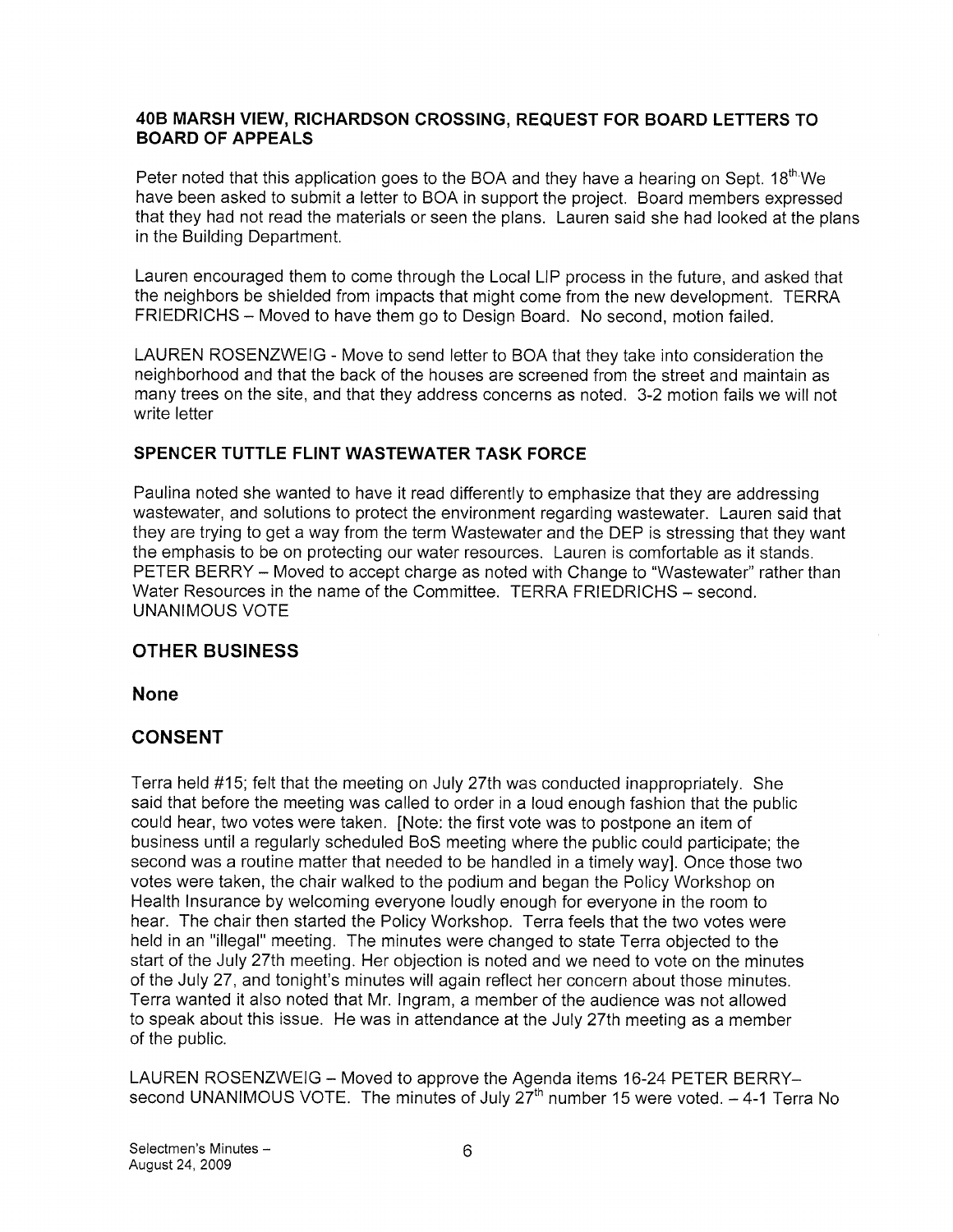### 40B MARSH VIEW, RICHARDSON CROSSING, REQUEST FOR BOARD LETTERS TO BOARD OF APPEALS

Peter noted that this application goes to the BOA and they have a hearing on Sept. 18th We have been asked to submit a letter to BOA in support the project. Board members expressed that they had not read the materials or seen the plans. Lauren said she had looked at the plans in the Building Department.

Lauren encouraged them to come through the Local LIP process in the future, and asked that the neighbors be shielded from impacts that might come from the new development. TERRA FRIEDRICHS – Moved to have them go to Design Board. No second, motion failed.

LAUREN ROSENZWEIG - Move to send letter to BOA that they take into consideration the neighborhood and that the back of the houses are screened from the street and maintain as many trees on the site, and that they address concerns as noted. 3-2 motion fails we will not write letter

### SPENCER TUTTLE FLINT WASTEWATER TASK FORCE

Paulina noted she wanted to have it read differently to emphasize that they are addressing wastewater, and solutions to protect the environment regarding wastewater. Lauren said that they are trying to get a way from the term Wastewater and the DEP is stressing that they want the emphasis to be on protecting our water resources. Lauren is comfortable as it stands. PETER BERRY – Moved to accept charge as noted with Change to "Wastewater" rather than Water Resources in the name of the Committee. TERRA FRIEDRICHS – second. UNANIMOUS VOTE

## OTHER BUSINESS

## None

## CONSENT

Terra held #15; felt that the meeting on July 27th was conducted inappropriately. She said that before the meeting was called to order in a loud enough fashion that the public could hear, two votes were taken. [Note: the first vote was to postpone an item of business until a regularly scheduled BoS meeting where the public could participate; the second was a routine matter that needed to be handled in a timely way]. Once those two votes were taken, the chair walked to the podium and began the Policy Workshop on Health Insurance by welcoming everyone loudly enough for everyone in the room to hear. The chair then started the Policy Workshop. Terra feels that the two votes were held in an "illegal" meeting. The minutes were changed to state Terra objected to the start of the July 27th meeting. Her objection is noted and we need to vote on the minutes of the July 27, and tonight's minutes will again reflect her concern about those minutes. Terra wanted it also noted that Mr. Ingram, a member of the audience was not allowed to speak about this issue. He was in attendance at the July 27th meeting as a member of the public.

LAUREN ROSENZWEIG – Moved to approve the Agenda items 16-24 PETER BERRY– second UNANIMOUS VOTE. The minutes of July 27th number 15 were voted. – 4-1 Terra No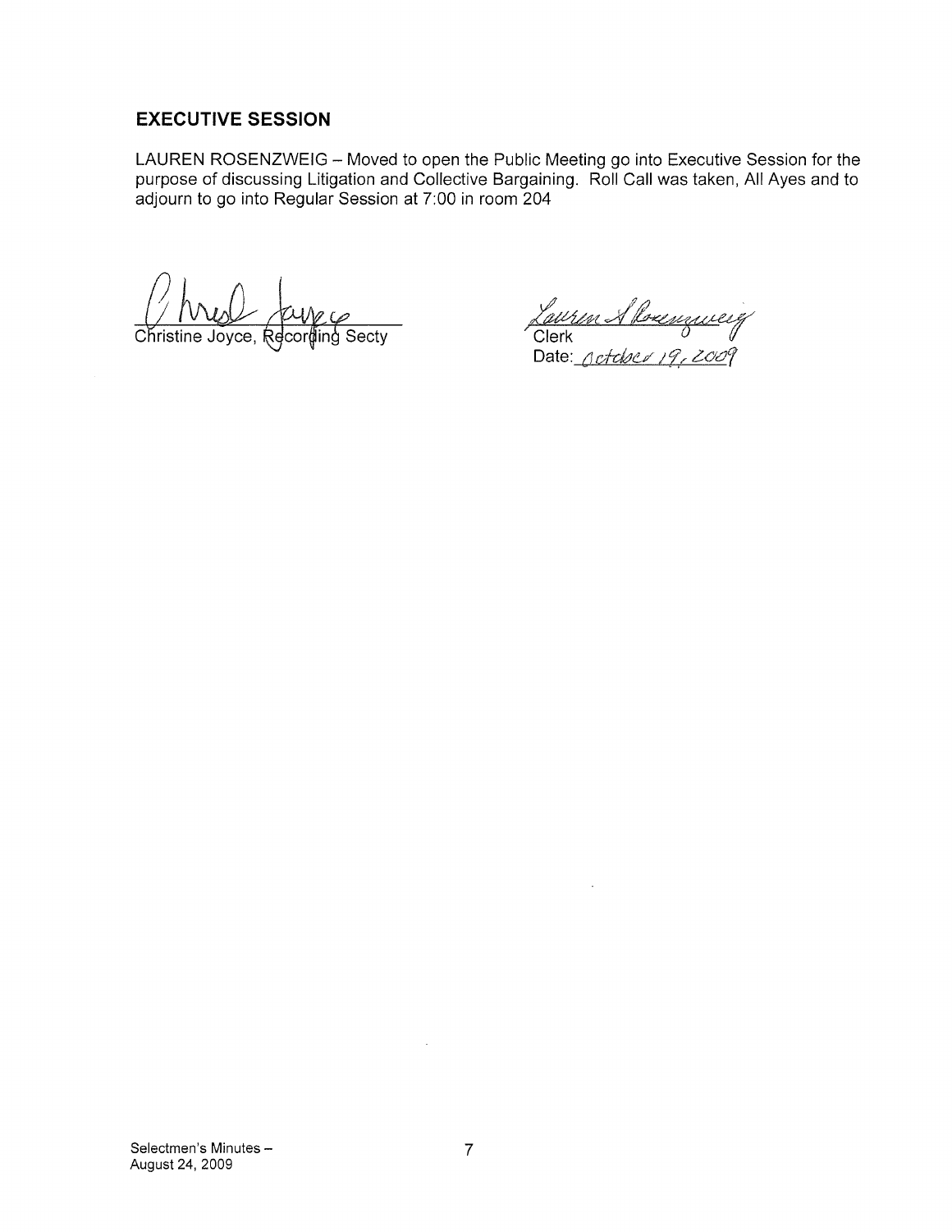## EXECUTIVE SESSION

LAUREN ROSENZWEIG – Moved to open the Public Meeting go into Executive Session for the purpose of discussing Litigation and Collective Bargaining. Roll Call was taken, All Ayes and to adjourn to go into Regular Session at 7:00 in room 204

Christine Joyce, Recording Secty

Clerk
Date: October 19, 2009